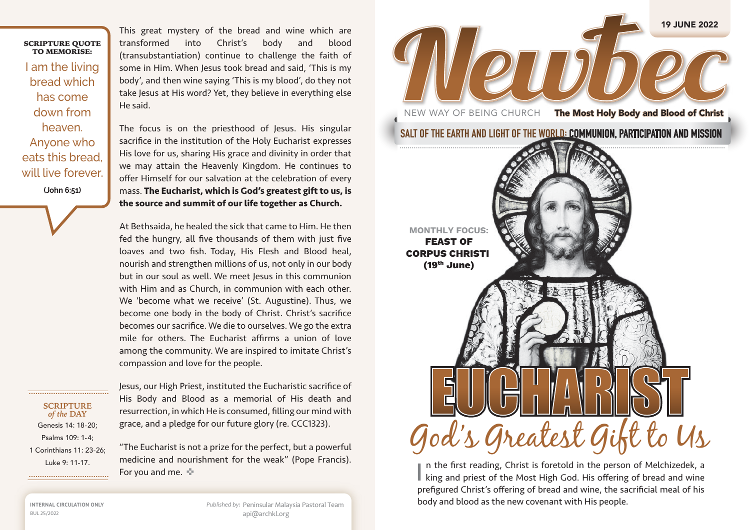19 JUNE 2022

# Newbec

NEW WAY OF BEING CHURCH **The Most Holy Body and Blood of Christ**

## SALT OF THE EARTH AND LIGHT OF THE WORLD: COMMUNION, PARTICIPATION AND MISSION

**MONTHLY FOCUS:**
**FEAST OF CORPUS CHRISTI (19th June)**

# EUCHARIST

## God's Greatest Gift to Us

In the first reading, Christ is foretold in the person of Melchizedek, a king and priest of the Most High God. His offering of bread and wine prefigured Christ's offering of bread and wine, the sacrificial meal of his body and blood as the new covenant with His people.

This great mystery of the bread and wine which are transformed into Christ's body and blood (transubstantiation) continue to challenge the faith of some in Him. When Jesus took bread and said, 'This is my body', and then wine saying 'This is my blood', do they not take Jesus at His word? Yet, they believe in everything else He said.

The focus is on the priesthood of Jesus. His singular sacrifice in the institution of the Holy Eucharist expresses His love for us, sharing His grace and divinity in order that we may attain the Heavenly Kingdom. He continues to offer Himself for our salvation at the celebration of every mass. **The Eucharist, which is God's greatest gift to us, is the source and summit of our life together as Church.**

At Bethsaida, he healed the sick that came to Him. He then fed the hungry, all five thousands of them with just five loaves and two fish. Today, His Flesh and Blood heal, nourish and strengthen millions of us, not only in our body but in our soul as well. We meet Jesus in this communion with Him and as Church, in communion with each other. We 'become what we receive' (St. Augustine). Thus, we become one body in the body of Christ. Christ's sacrifice becomes our sacrifice. We die to ourselves. We go the extra mile for others. The Eucharist affirms a union of love among the community. We are inspired to imitate Christ's compassion and love for the people.

Jesus, our High Priest, instituted the Eucharistic sacrifice of His Body and Blood as a memorial of His death and resurrection, in which He is consumed, filling our mind with grace, and a pledge for our future glory (re. CCC1323).

"The Eucharist is not a prize for the perfect, but a powerful medicine and nourishment for the weak" (Pope Francis). For you and me.

**SCRIPTURE QUOTE TO MEMORISE:**

I am the living bread which has come down from heaven. Anyone who eats this bread, will live forever.

**(John 6:51)**

**SCRIPTURE *of the* DAY**

Genesis 14: 18-20;
Psalms 109: 1-4;
1 Corinthians 11: 23-26;
Luke 9: 11-17.

INTERNAL CIRCULATION ONLY
BUL 25/2022

*Published by:* Peninsular Malaysia Pastoral Team
api@archkl.org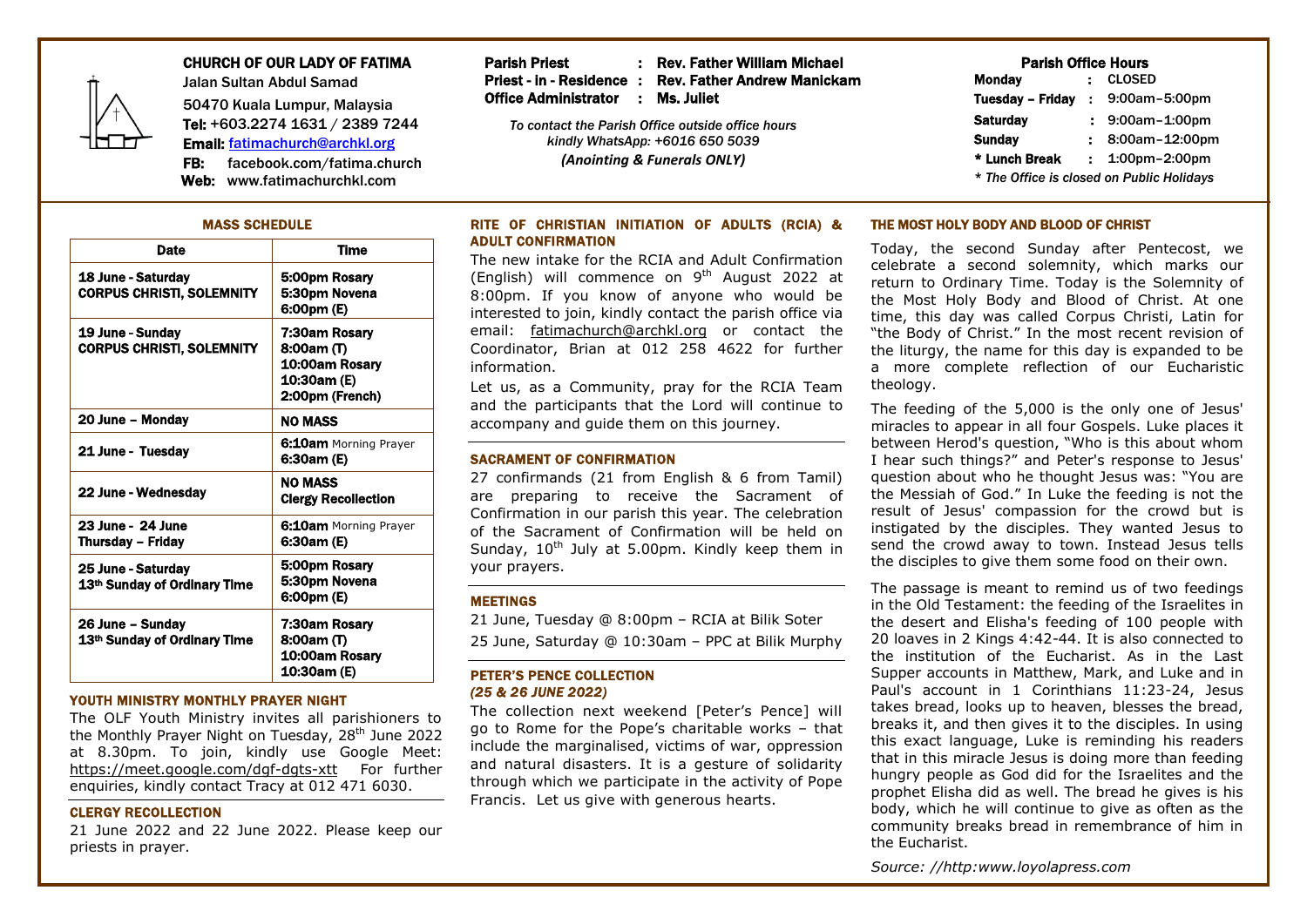**CHURCH OF OUR LADY OF FATIMA**
Jalan Sultan Abdul Samad
50470 Kuala Lumpur, Malaysia
Tel: +603.2274 1631 / 2389 7244
Email: fatimachurch@archkl.org
FB: facebook.com/fatima.church
Web: www.fatimachurchkl.com

**Parish Priest** : **Rev. Father William Michael**
**Priest - in - Residence** : **Rev. Father Andrew Manickam**
**Office Administrator** : **Ms. Juliet**

*To contact the Parish Office outside office hours kindly WhatsApp: +6016 650 5039*
*(Anointing & Funerals ONLY)*

**Parish Office Hours**

| | |
|---|---|
| Monday | : CLOSED |
| Tuesday – Friday | : 9:00am–5:00pm |
| Saturday | : 9:00am–1:00pm |
| Sunday | : 8:00am–12:00pm |
| * Lunch Break | : 1:00pm–2:00pm |

*\* The Office is closed on Public Holidays*

## MASS SCHEDULE

| Date | Time |
|---|---|
| 18 June - Saturday<br>CORPUS CHRISTI, SOLEMNITY | 5:00pm Rosary<br>5:30pm Novena<br>6:00pm (E) |
| 19 June - Sunday<br>CORPUS CHRISTI, SOLEMNITY | 7:30am Rosary<br>8:00am (T)<br>10:00am Rosary<br>10:30am (E)<br>2:00pm (French) |
| 20 June – Monday | NO MASS |
| 21 June - Tuesday | 6:10am Morning Prayer<br>6:30am (E) |
| 22 June - Wednesday | NO MASS<br>Clergy Recollection |
| 23 June - 24 June<br>Thursday – Friday | 6:10am Morning Prayer<br>6:30am (E) |
| 25 June - Saturday<br>13th Sunday of Ordinary Time | 5:00pm Rosary<br>5:30pm Novena<br>6:00pm (E) |
| 26 June – Sunday<br>13th Sunday of Ordinary Time | 7:30am Rosary<br>8:00am (T)<br>10:00am Rosary<br>10:30am (E) |

## YOUTH MINISTRY MONTHLY PRAYER NIGHT

The OLF Youth Ministry invites all parishioners to the Monthly Prayer Night on Tuesday, 28th June 2022 at 8.30pm. To join, kindly use Google Meet: https://meet.google.com/dgf-dgts-xtt For further enquiries, kindly contact Tracy at 012 471 6030.

## CLERGY RECOLLECTION

21 June 2022 and 22 June 2022. Please keep our priests in prayer.

## RITE OF CHRISTIAN INITIATION OF ADULTS (RCIA) & ADULT CONFIRMATION

The new intake for the RCIA and Adult Confirmation (English) will commence on 9th August 2022 at 8:00pm. If you know of anyone who would be interested to join, kindly contact the parish office via email: fatimachurch@archkl.org or contact the Coordinator, Brian at 012 258 4622 for further information.

Let us, as a Community, pray for the RCIA Team and the participants that the Lord will continue to accompany and guide them on this journey.

## SACRAMENT OF CONFIRMATION

27 confirmands (21 from English & 6 from Tamil) are preparing to receive the Sacrament of Confirmation in our parish this year. The celebration of the Sacrament of Confirmation will be held on Sunday, 10th July at 5.00pm. Kindly keep them in your prayers.

## MEETINGS

21 June, Tuesday @ 8:00pm – RCIA at Bilik Soter
25 June, Saturday @ 10:30am – PPC at Bilik Murphy

## PETER'S PENCE COLLECTION

*(25 & 26 JUNE 2022)*

The collection next weekend [Peter's Pence] will go to Rome for the Pope's charitable works – that include the marginalised, victims of war, oppression and natural disasters. It is a gesture of solidarity through which we participate in the activity of Pope Francis. Let us give with generous hearts.

## THE MOST HOLY BODY AND BLOOD OF CHRIST

Today, the second Sunday after Pentecost, we celebrate a second solemnity, which marks our return to Ordinary Time. Today is the Solemnity of the Most Holy Body and Blood of Christ. At one time, this day was called Corpus Christi, Latin for "the Body of Christ." In the most recent revision of the liturgy, the name for this day is expanded to be a more complete reflection of our Eucharistic theology.

The feeding of the 5,000 is the only one of Jesus' miracles to appear in all four Gospels. Luke places it between Herod's question, "Who is this about whom I hear such things?" and Peter's response to Jesus' question about who he thought Jesus was: "You are the Messiah of God." In Luke the feeding is not the result of Jesus' compassion for the crowd but is instigated by the disciples. They wanted Jesus to send the crowd away to town. Instead Jesus tells the disciples to give them some food on their own.

The passage is meant to remind us of two feedings in the Old Testament: the feeding of the Israelites in the desert and Elisha's feeding of 100 people with 20 loaves in 2 Kings 4:42-44. It is also connected to the institution of the Eucharist. As in the Last Supper accounts in Matthew, Mark, and Luke and in Paul's account in 1 Corinthians 11:23-24, Jesus takes bread, looks up to heaven, blesses the bread, breaks it, and then gives it to the disciples. In using this exact language, Luke is reminding his readers that in this miracle Jesus is doing more than feeding hungry people as God did for the Israelites and the prophet Elisha did as well. The bread he gives is his body, which he will continue to give as often as the community breaks bread in remembrance of him in the Eucharist.

*Source: //http:www.loyolapress.com*